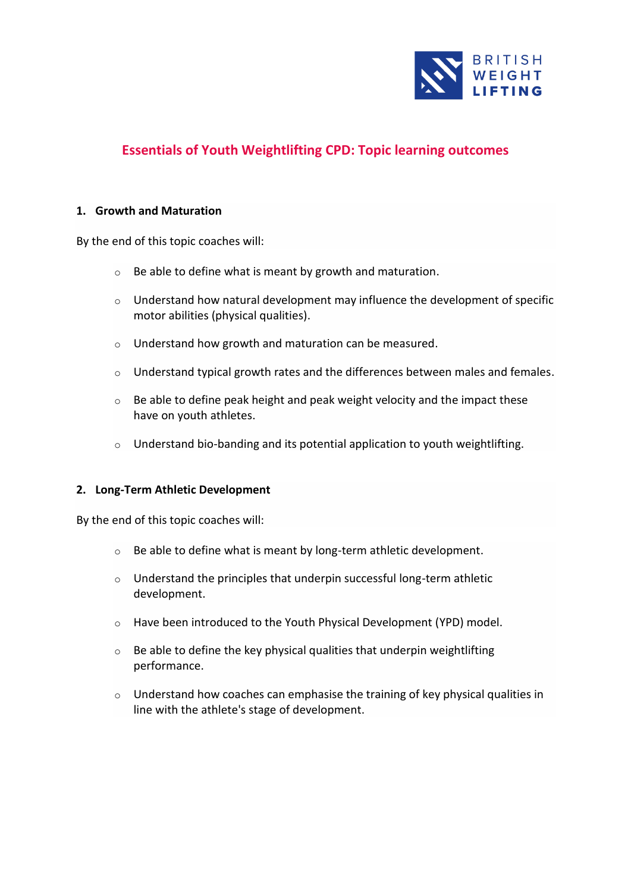# Essentials of Youth Weightlifting CPD: Topic learning outcomes

## 1. Growth and Maturation

By the end of this topic coaches will:

- Be able to define what is meant by growth and maturation.
- Understand how natural development may influence the development of specific motor abilities (physical qualities).
- Understand how growth and maturation can be measured.
- Understand typical growth rates and the differences between males and females.
- Be able to define peak height and peak weight velocity and the impact these have on youth athletes.
- Understand bio-banding and its potential application to youth weightlifting.

## 2. Long-Term Athletic Development

By the end of this topic coaches will:

- Be able to define what is meant by long-term athletic development.
- Understand the principles that underpin successful long-term athletic development.
- Have been introduced to the Youth Physical Development (YPD) model.
- Be able to define the key physical qualities that underpin weightlifting performance.
- Understand how coaches can emphasise the training of key physical qualities in line with the athlete's stage of development.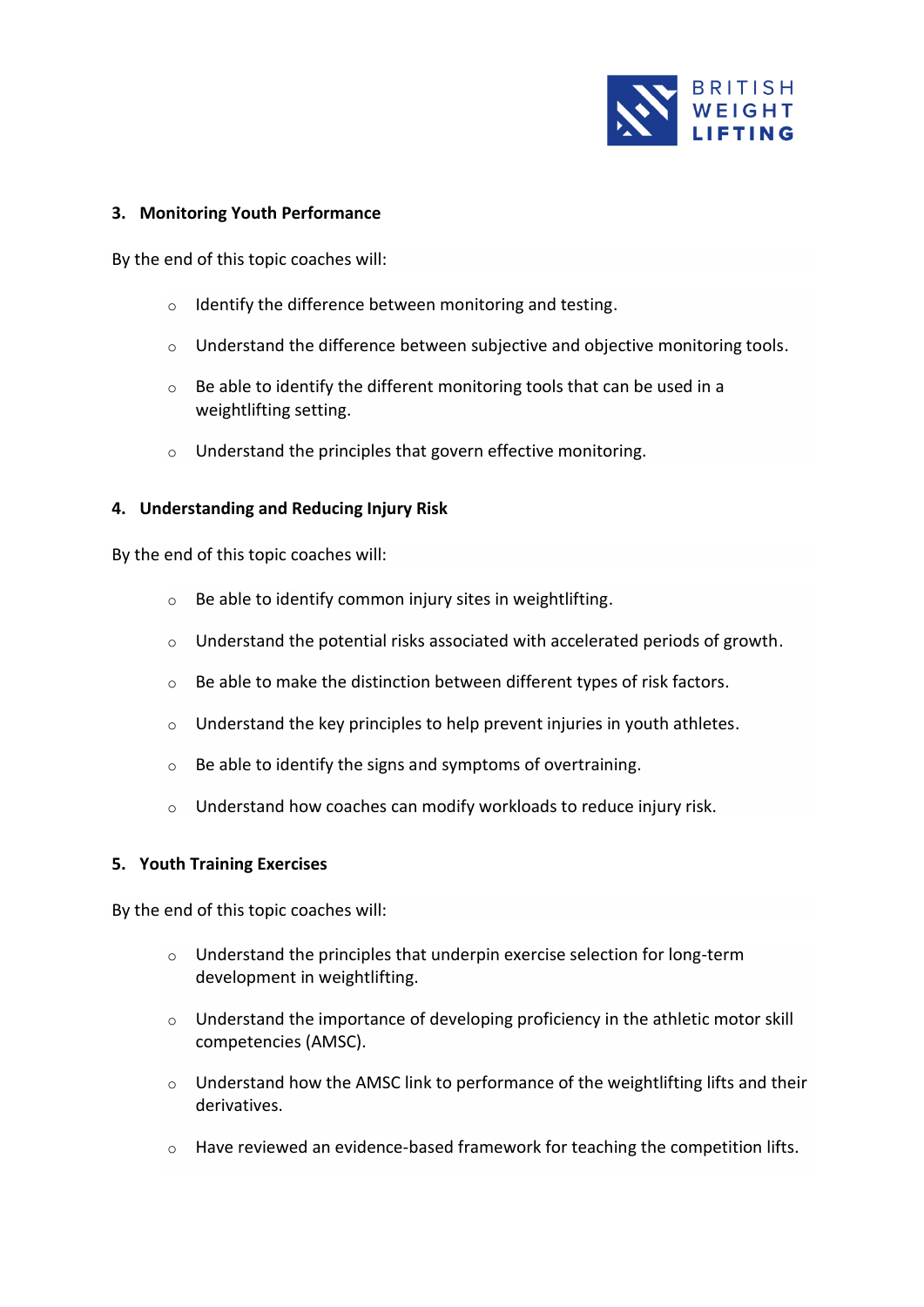### 3. Monitoring Youth Performance

By the end of this topic coaches will:

- Identify the difference between monitoring and testing.
- Understand the difference between subjective and objective monitoring tools.
- Be able to identify the different monitoring tools that can be used in a weightlifting setting.
- Understand the principles that govern effective monitoring.

### 4. Understanding and Reducing Injury Risk

By the end of this topic coaches will:

- Be able to identify common injury sites in weightlifting.
- Understand the potential risks associated with accelerated periods of growth.
- Be able to make the distinction between different types of risk factors.
- Understand the key principles to help prevent injuries in youth athletes.
- Be able to identify the signs and symptoms of overtraining.
- Understand how coaches can modify workloads to reduce injury risk.

### 5. Youth Training Exercises

By the end of this topic coaches will:

- Understand the principles that underpin exercise selection for long-term development in weightlifting.
- Understand the importance of developing proficiency in the athletic motor skill competencies (AMSC).
- Understand how the AMSC link to performance of the weightlifting lifts and their derivatives.
- Have reviewed an evidence-based framework for teaching the competition lifts.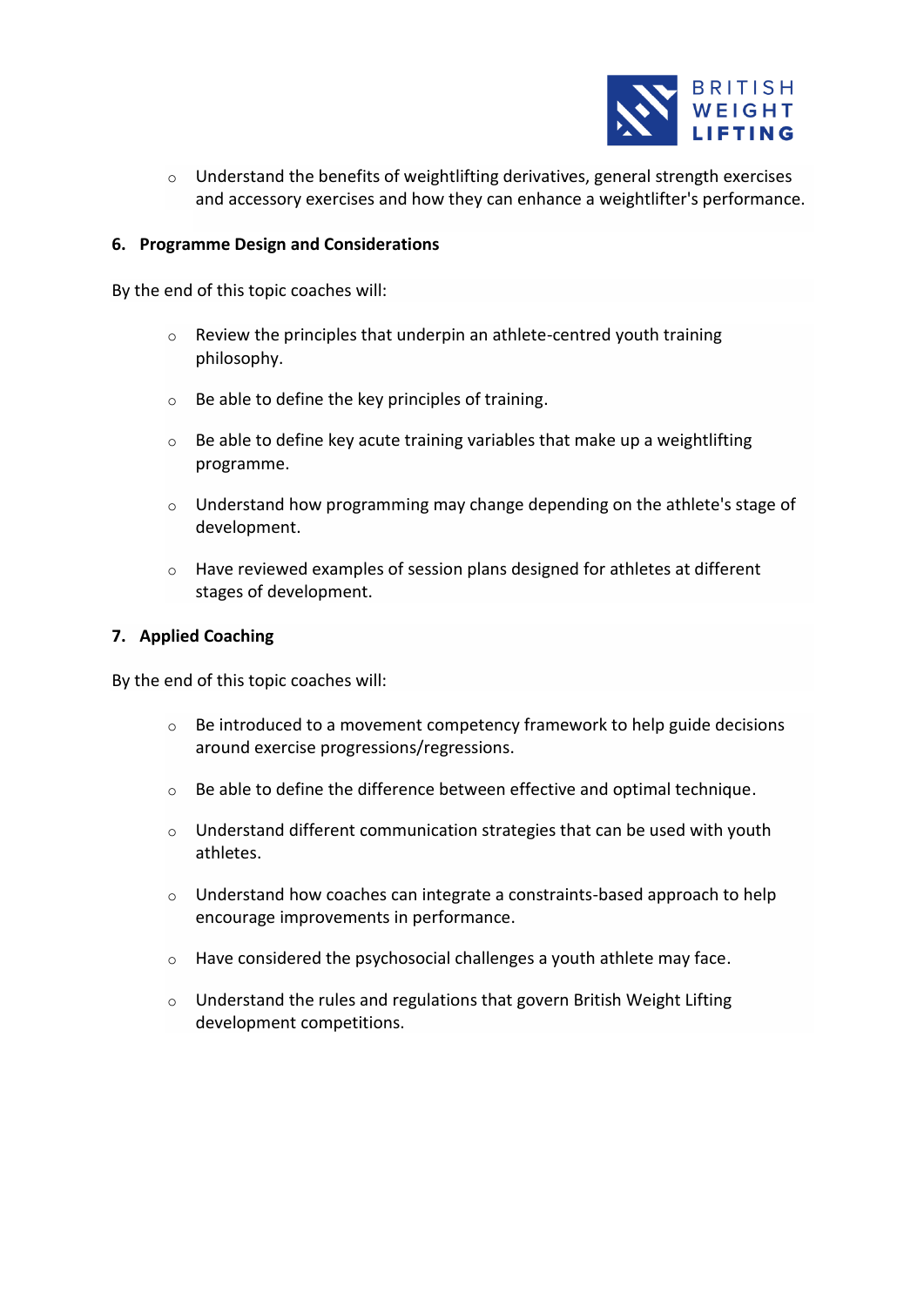- Understand the benefits of weightlifting derivatives, general strength exercises and accessory exercises and how they can enhance a weightlifter's performance.

**6. Programme Design and Considerations**

By the end of this topic coaches will:

- Review the principles that underpin an athlete-centred youth training philosophy.
- Be able to define the key principles of training.
- Be able to define key acute training variables that make up a weightlifting programme.
- Understand how programming may change depending on the athlete's stage of development.
- Have reviewed examples of session plans designed for athletes at different stages of development.

**7. Applied Coaching**

By the end of this topic coaches will:

- Be introduced to a movement competency framework to help guide decisions around exercise progressions/regressions.
- Be able to define the difference between effective and optimal technique.
- Understand different communication strategies that can be used with youth athletes.
- Understand how coaches can integrate a constraints-based approach to help encourage improvements in performance.
- Have considered the psychosocial challenges a youth athlete may face.
- Understand the rules and regulations that govern British Weight Lifting development competitions.